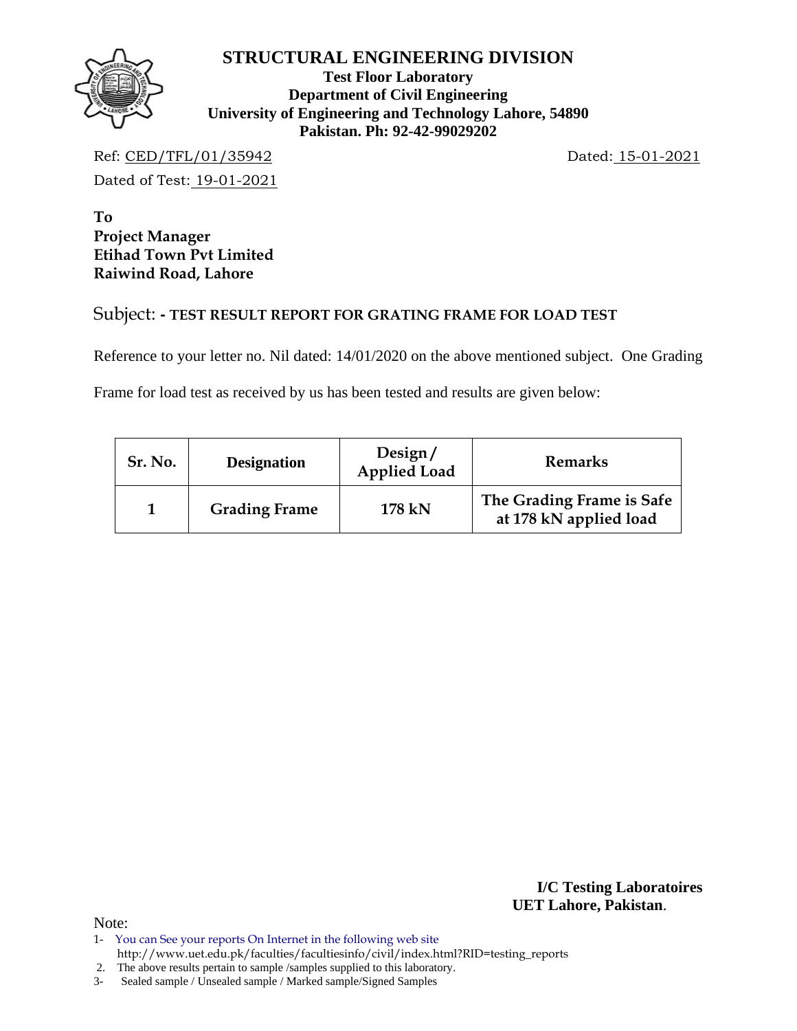# STRUCTURAL ENGINEERING DIVISION

**Test Floor Laboratory**
**Department of Civil Engineering**
**University of Engineering and Technology Lahore, 54890**
**Pakistan. Ph: 92-42-99029202**

Ref: CED/TFL/01/35942 Dated: 15-01-2021

Dated of Test: 19-01-2021

**To**
**Project Manager**
**Etihad Town Pvt Limited**
**Raiwind Road, Lahore**

Subject: **- TEST RESULT REPORT FOR GRATING FRAME FOR LOAD TEST**

Reference to your letter no. Nil dated: 14/01/2020 on the above mentioned subject. One Grading Frame for load test as received by us has been tested and results are given below:

| Sr. No. | Designation | Design / Applied Load | Remarks |
|---|---|---|---|
| **1** | **Grading Frame** | **178 kN** | **The Grading Frame is Safe at 178 kN applied load** |

**I/C Testing Laboratoires**
**UET Lahore, Pakistan**.

Note:

1- You can See your reports On Internet in the following web site
http://www.uet.edu.pk/faculties/facultiesinfo/civil/index.html?RID=testing_reports
2. The above results pertain to sample /samples supplied to this laboratory.
3- Sealed sample / Unsealed sample / Marked sample/Signed Samples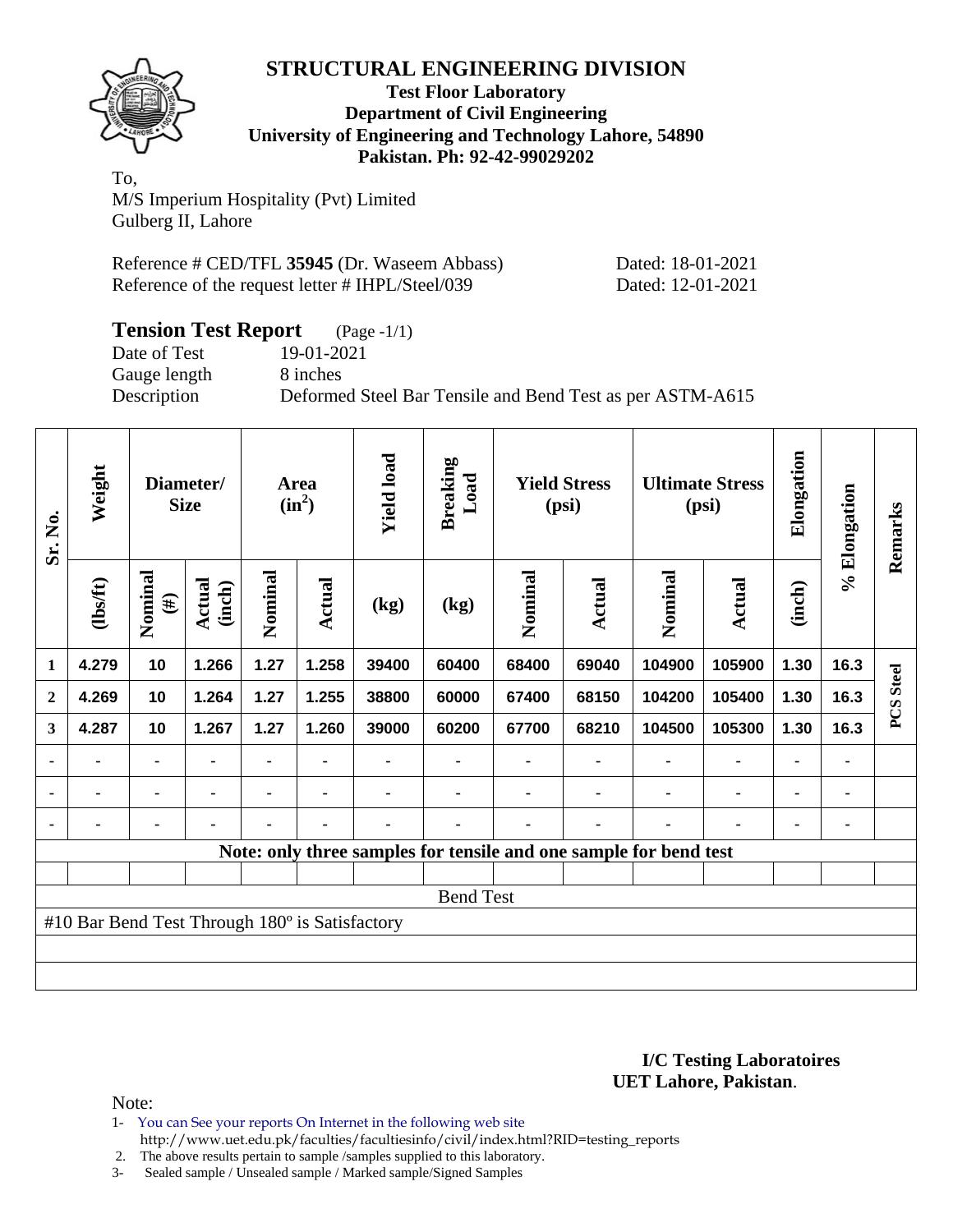# STRUCTURAL ENGINEERING DIVISION

**Test Floor Laboratory**
**Department of Civil Engineering**
**University of Engineering and Technology Lahore, 54890**
**Pakistan. Ph: 92-42-99029202**

To,
M/S Imperium Hospitality (Pvt) Limited
Gulberg II, Lahore

Reference # CED/TFL **35945** (Dr. Waseem Abbass) Dated: 18-01-2021
Reference of the request letter # IHPL/Steel/039 Dated: 12-01-2021

## Tension Test Report (Page -1/1)

Date of Test 19-01-2021
Gauge length 8 inches
Description Deformed Steel Bar Tensile and Bend Test as per ASTM-A615

| Sr. No. | Weight | Diameter/ Size | | Area ($in^2$) | | Yield load | Breaking Load | Yield Stress (psi) | | Ultimate Stress (psi) | | Elongation | % Elongation | Remarks |
|---|---|---|---|---|---|---|---|---|---|---|---|---|---|---|
| | (lbs/ft) | Nominal (#) | Actual (inch) | Nominal | Actual | (kg) | (kg) | Nominal | Actual | Nominal | Actual | (inch) | | |
| 1 | 4.279 | 10 | 1.266 | 1.27 | 1.258 | 39400 | 60400 | 68400 | 69040 | 104900 | 105900 | 1.30 | 16.3 | PCS Steel |
| 2 | 4.269 | 10 | 1.264 | 1.27 | 1.255 | 38800 | 60000 | 67400 | 68150 | 104200 | 105400 | 1.30 | 16.3 | |
| 3 | 4.287 | 10 | 1.267 | 1.27 | 1.260 | 39000 | 60200 | 67700 | 68210 | 104500 | 105300 | 1.30 | 16.3 | |
| - | - | - | - | - | - | - | - | - | - | - | - | - | - | |
| - | - | - | - | - | - | - | - | - | - | - | - | - | - | |
| - | - | - | - | - | - | - | - | - | - | - | - | - | - | |

**Note: only three samples for tensile and one sample for bend test**

Bend Test

#10 Bar Bend Test Through 180º is Satisfactory

**I/C Testing Laboratoires**
**UET Lahore, Pakistan**.

Note:
1- You can See your reports On Internet in the following web site
http://www.uet.edu.pk/faculties/facultiesinfo/civil/index.html?RID=testing_reports
2. The above results pertain to sample /samples supplied to this laboratory.
3- Sealed sample / Unsealed sample / Marked sample/Signed Samples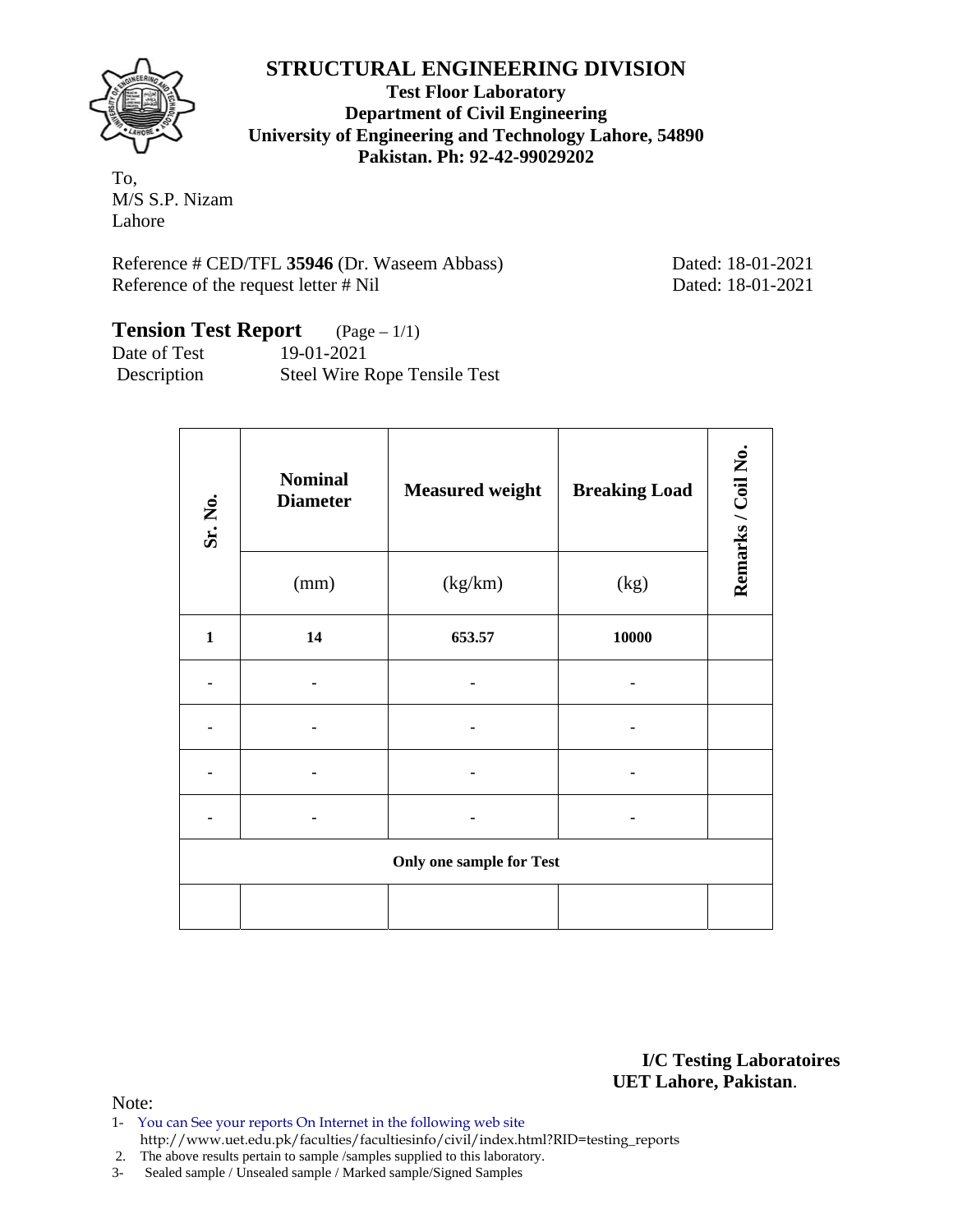# STRUCTURAL ENGINEERING DIVISION

**Test Floor Laboratory**
**Department of Civil Engineering**
**University of Engineering and Technology Lahore, 54890**
**Pakistan. Ph: 92-42-99029202**

To,
M/S S.P. Nizam
Lahore

Reference # CED/TFL **35946** (Dr. Waseem Abbass) Dated: 18-01-2021
Reference of the request letter # Nil Dated: 18-01-2021

## Tension Test Report (Page – 1/1)

Date of Test 19-01-2021
Description Steel Wire Rope Tensile Test

| Sr. No. | Nominal Diameter | Measured weight | Breaking Load | Remarks / Coil No. |
|---|---|---|---|---|
| | (mm) | (kg/km) | (kg) | |
| **1** | **14** | **653.57** | **10000** | |
| - | - | - | - | |
| - | - | - | - | |
| - | - | - | - | |
| - | - | - | - | |
| **Only one sample for Test** | | | | |
| | | | | |

**I/C Testing Laboratoires**
**UET Lahore, Pakistan**.

Note:
1- You can See your reports On Internet in the following web site
http://www.uet.edu.pk/faculties/facultiesinfo/civil/index.html?RID=testing_reports
2. The above results pertain to sample /samples supplied to this laboratory.
3- Sealed sample / Unsealed sample / Marked sample/Signed Samples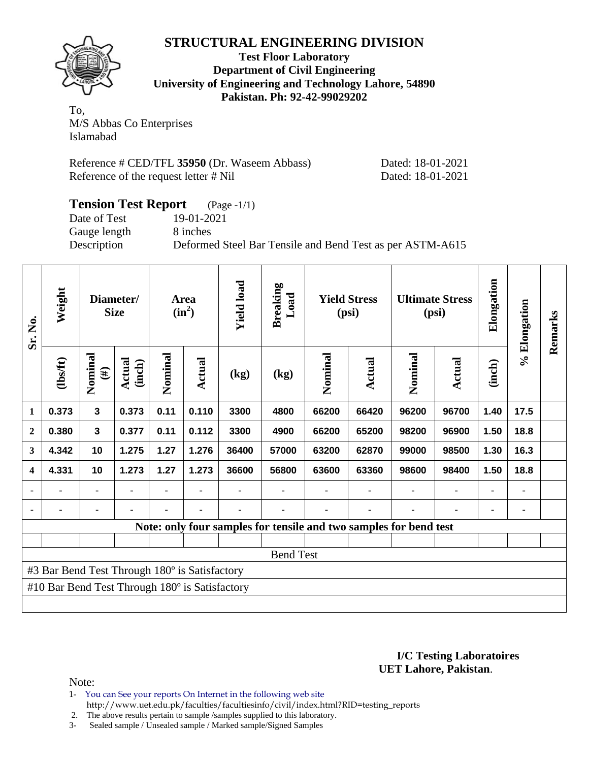# STRUCTURAL ENGINEERING DIVISION

**Test Floor Laboratory**
**Department of Civil Engineering**
**University of Engineering and Technology Lahore, 54890**
**Pakistan. Ph: 92-42-99029202**

To,
M/S Abbas Co Enterprises
Islamabad

Reference # CED/TFL **35950** (Dr. Waseem Abbass) Dated: 18-01-2021
Reference of the request letter # Nil Dated: 18-01-2021

## Tension Test Report (Page -1/1)

Date of Test 19-01-2021
Gauge length 8 inches
Description Deformed Steel Bar Tensile and Bend Test as per ASTM-A615

| Sr. No. | Weight | Diameter/ Size | | Area ($in^2$) | | Yield load | Breaking Load | Yield Stress (psi) | | Ultimate Stress (psi) | | Elongation | % Elongation | Remarks |
|---|---|---|---|---|---|---|---|---|---|---|---|---|---|---|
| | (lbs/ft) | Nominal (#) | Actual (inch) | Nominal | Actual | (kg) | (kg) | Nominal | Actual | Nominal | Actual | (inch) | | |
| 1 | 0.373 | 3 | 0.373 | 0.11 | 0.110 | 3300 | 4800 | 66200 | 66420 | 96200 | 96700 | 1.40 | 17.5 | |
| 2 | 0.380 | 3 | 0.377 | 0.11 | 0.112 | 3300 | 4900 | 66200 | 65200 | 98200 | 96900 | 1.50 | 18.8 | |
| 3 | 4.342 | 10 | 1.275 | 1.27 | 1.276 | 36400 | 57000 | 63200 | 62870 | 99000 | 98500 | 1.30 | 16.3 | |
| 4 | 4.331 | 10 | 1.273 | 1.27 | 1.273 | 36600 | 56800 | 63600 | 63360 | 98600 | 98400 | 1.50 | 18.8 | |
| - | - | - | - | - | - | - | - | - | - | - | - | - | - | |
| - | - | - | - | - | - | - | - | - | - | - | - | - | - | |

**Note: only four samples for tensile and two samples for bend test**

Bend Test

#3 Bar Bend Test Through 180º is Satisfactory

#10 Bar Bend Test Through 180º is Satisfactory

**I/C Testing Laboratoires**
**UET Lahore, Pakistan**.

Note:

1- You can See your reports On Internet in the following web site
http://www.uet.edu.pk/faculties/facultiesinfo/civil/index.html?RID=testing_reports
2. The above results pertain to sample /samples supplied to this laboratory.
3- Sealed sample / Unsealed sample / Marked sample/Signed Samples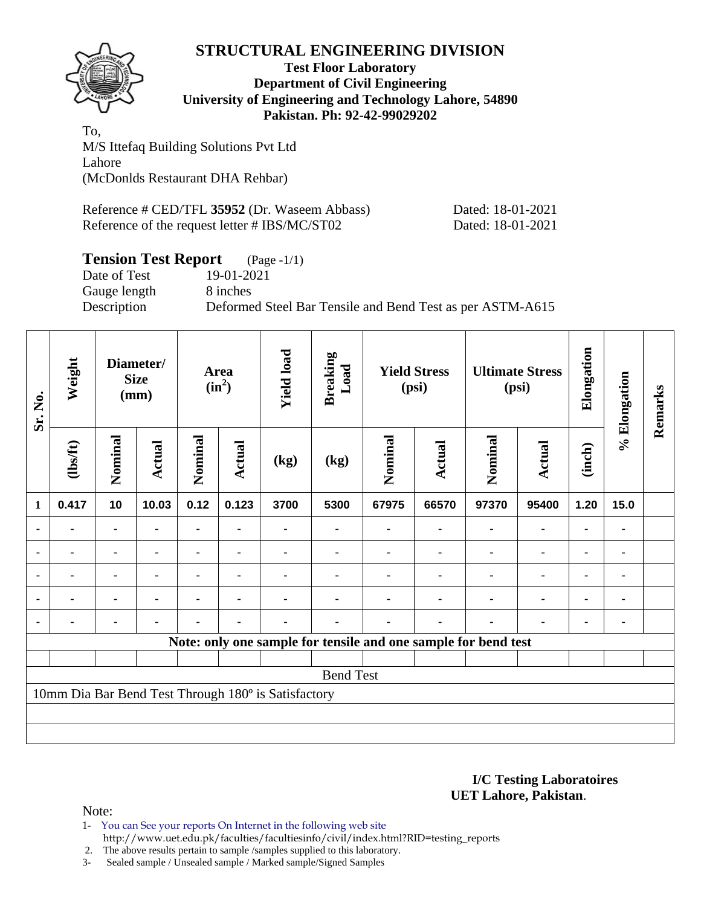# STRUCTURAL ENGINEERING DIVISION

**Test Floor Laboratory**
**Department of Civil Engineering**
**University of Engineering and Technology Lahore, 54890**
**Pakistan. Ph: 92-42-99029202**

To,
M/S Ittefaq Building Solutions Pvt Ltd
Lahore
(McDonlds Restaurant DHA Rehbar)

Reference # CED/TFL **35952** (Dr. Waseem Abbass) Dated: 18-01-2021
Reference of the request letter # IBS/MC/ST02 Dated: 18-01-2021

## Tension Test Report (Page -1/1)

Date of Test 19-01-2021
Gauge length 8 inches
Description Deformed Steel Bar Tensile and Bend Test as per ASTM-A615

| Sr. No. | Weight | Diameter/ Size (mm) | | Area ($in^2$) | | Yield load | Breaking Load | Yield Stress (psi) | | Ultimate Stress (psi) | | Elongation | % Elongation | Remarks |
|---|---|---|---|---|---|---|---|---|---|---|---|---|---|---|
| | (lbs/ft) | Nominal | Actual | Nominal | Actual | (kg) | (kg) | Nominal | Actual | Nominal | Actual | (inch) | | |
| 1 | 0.417 | 10 | 10.03 | 0.12 | 0.123 | 3700 | 5300 | 67975 | 66570 | 97370 | 95400 | 1.20 | 15.0 | |
| - | - | - | - | - | - | - | - | - | - | - | - | - | - | |
| - | - | - | - | - | - | - | - | - | - | - | - | - | - | |
| - | - | - | - | - | - | - | - | - | - | - | - | - | - | |
| - | - | - | - | - | - | - | - | - | - | - | - | - | - | |
| - | - | - | - | - | - | - | - | - | - | - | - | - | - | |
| **Note: only one sample for tensile and one sample for bend test** | | | | | | | | | | | | | | |
| Bend Test | | | | | | | | | | | | | | |
| 10mm Dia Bar Bend Test Through 180º is Satisfactory | | | | | | | | | | | | | | |

**I/C Testing Laboratoires**
**UET Lahore, Pakistan**.

Note:
1- You can See your reports On Internet in the following web site
http://www.uet.edu.pk/faculties/facultiesinfo/civil/index.html?RID=testing_reports
2. The above results pertain to sample /samples supplied to this laboratory.
3- Sealed sample / Unsealed sample / Marked sample/Signed Samples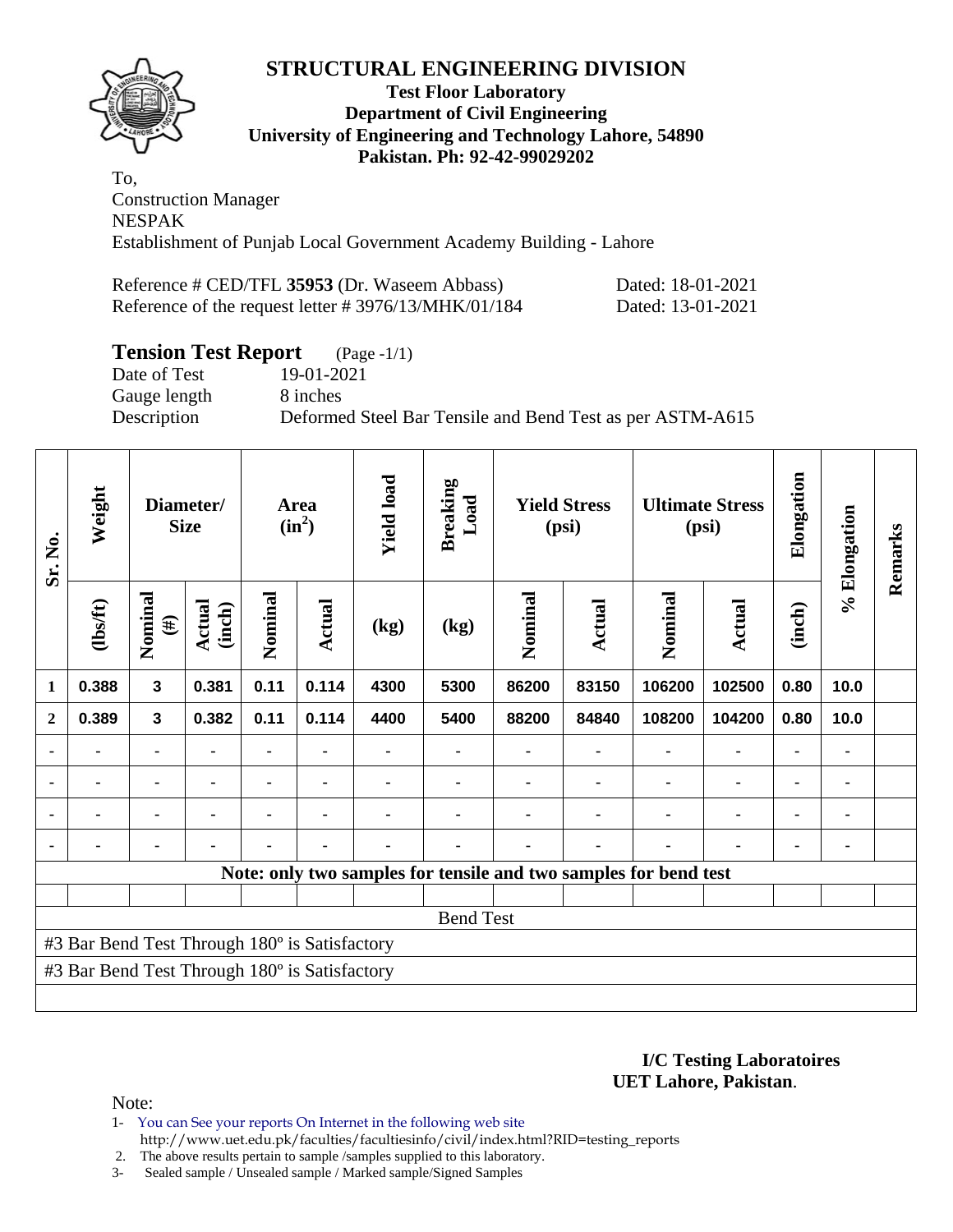# STRUCTURAL ENGINEERING DIVISION

**Test Floor Laboratory**
**Department of Civil Engineering**
**University of Engineering and Technology Lahore, 54890**
**Pakistan. Ph: 92-42-99029202**

To,
Construction Manager
NESPAK
Establishment of Punjab Local Government Academy Building - Lahore

Reference # CED/TFL **35953** (Dr. Waseem Abbass) Dated: 18-01-2021
Reference of the request letter # 3976/13/MHK/01/184 Dated: 13-01-2021

## Tension Test Report (Page -1/1)

Date of Test 19-01-2021
Gauge length 8 inches
Description Deformed Steel Bar Tensile and Bend Test as per ASTM-A615

| Sr. No. | Weight | Diameter/ Size | | Area ($in^2$) | | Yield load | Breaking Load | Yield Stress (psi) | | Ultimate Stress (psi) | | Elongation | % Elongation | Remarks |
|---|---|---|---|---|---|---|---|---|---|---|---|---|---|---|
| | (lbs/ft) | Nominal (#) | Actual (inch) | Nominal | Actual | (kg) | (kg) | Nominal | Actual | Nominal | Actual | (inch) | | |
| 1 | 0.388 | 3 | 0.381 | 0.11 | 0.114 | 4300 | 5300 | 86200 | 83150 | 106200 | 102500 | 0.80 | 10.0 | |
| 2 | 0.389 | 3 | 0.382 | 0.11 | 0.114 | 4400 | 5400 | 88200 | 84840 | 108200 | 104200 | 0.80 | 10.0 | |
| - | - | - | - | - | - | - | - | - | - | - | - | - | - | |
| - | - | - | - | - | - | - | - | - | - | - | - | - | - | |
| - | - | - | - | - | - | - | - | - | - | - | - | - | - | |
| - | - | - | - | - | - | - | - | - | - | - | - | - | - | |
| Note: only two samples for tensile and two samples for bend test | | | | | | | | | | | | | | |
| Bend Test | | | | | | | | | | | | | | |
| #3 Bar Bend Test Through 180º is Satisfactory | | | | | | | | | | | | | | |
| #3 Bar Bend Test Through 180º is Satisfactory | | | | | | | | | | | | | | |

**I/C Testing Laboratoires**
**UET Lahore, Pakistan**.

Note:

1- You can See your reports On Internet in the following web site
http://www.uet.edu.pk/faculties/facultiesinfo/civil/index.html?RID=testing_reports

2. The above results pertain to sample /samples supplied to this laboratory.

3- Sealed sample / Unsealed sample / Marked sample/Signed Samples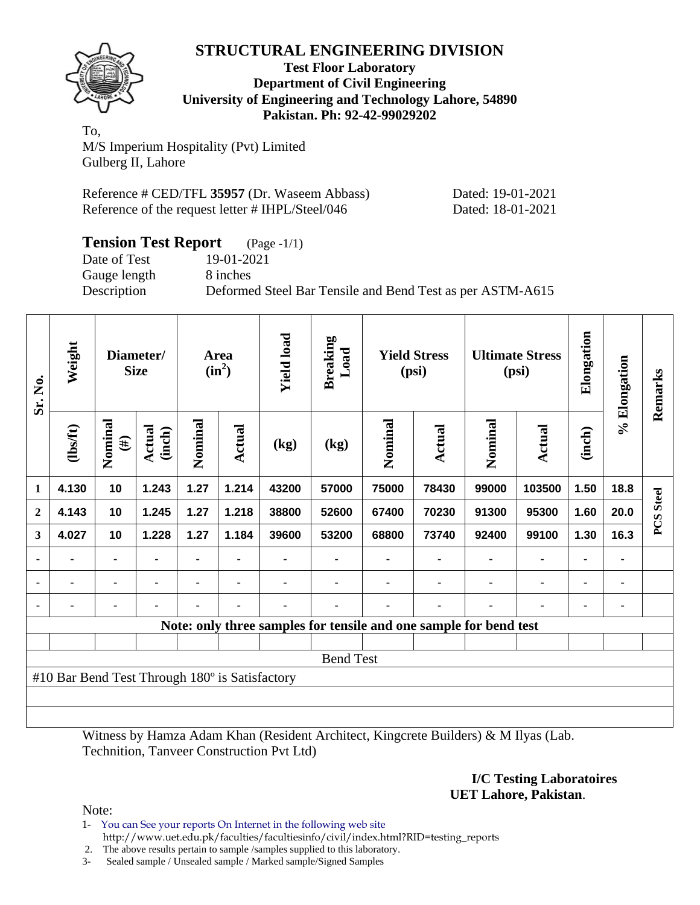# STRUCTURAL ENGINEERING DIVISION

**Test Floor Laboratory**
**Department of Civil Engineering**
**University of Engineering and Technology Lahore, 54890**
**Pakistan. Ph: 92-42-99029202**

To,
M/S Imperium Hospitality (Pvt) Limited
Gulberg II, Lahore

Reference # CED/TFL **35957** (Dr. Waseem Abbass) Dated: 19-01-2021
Reference of the request letter # IHPL/Steel/046 Dated: 18-01-2021

## Tension Test Report (Page -1/1)

Date of Test 19-01-2021
Gauge length 8 inches
Description Deformed Steel Bar Tensile and Bend Test as per ASTM-A615

| Sr. No. | Weight | Diameter/ Size | | Area ($in^2$) | | Yield load | Breaking Load | Yield Stress (psi) | | Ultimate Stress (psi) | | Elongation | % Elongation | Remarks |
|---|---|---|---|---|---|---|---|---|---|---|---|---|---|---|
| | (lbs/ft) | Nominal (#) | Actual (inch) | Nominal | Actual | (kg) | (kg) | Nominal | Actual | Nominal | Actual | (inch) | | |
| 1 | 4.130 | 10 | 1.243 | 1.27 | 1.214 | 43200 | 57000 | 75000 | 78430 | 99000 | 103500 | 1.50 | 18.8 | PCS Steel |
| 2 | 4.143 | 10 | 1.245 | 1.27 | 1.218 | 38800 | 52600 | 67400 | 70230 | 91300 | 95300 | 1.60 | 20.0 | |
| 3 | 4.027 | 10 | 1.228 | 1.27 | 1.184 | 39600 | 53200 | 68800 | 73740 | 92400 | 99100 | 1.30 | 16.3 | |
| - | - | - | - | - | - | - | - | - | - | - | - | - | - | |
| - | - | - | - | - | - | - | - | - | - | - | - | - | - | |
| - | - | - | - | - | - | - | - | - | - | - | - | - | - | |

**Note: only three samples for tensile and one sample for bend test**

Bend Test

#10 Bar Bend Test Through 180º is Satisfactory

Witness by Hamza Adam Khan (Resident Architect, Kingcrete Builders) & M Ilyas (Lab. Technition, Tanveer Construction Pvt Ltd)

**I/C Testing Laboratoires**
**UET Lahore, Pakistan**.

Note:

1- You can See your reports On Internet in the following web site
 http://www.uet.edu.pk/faculties/facultiesinfo/civil/index.html?RID=testing_reports
2. The above results pertain to sample /samples supplied to this laboratory.
3- Sealed sample / Unsealed sample / Marked sample/Signed Samples